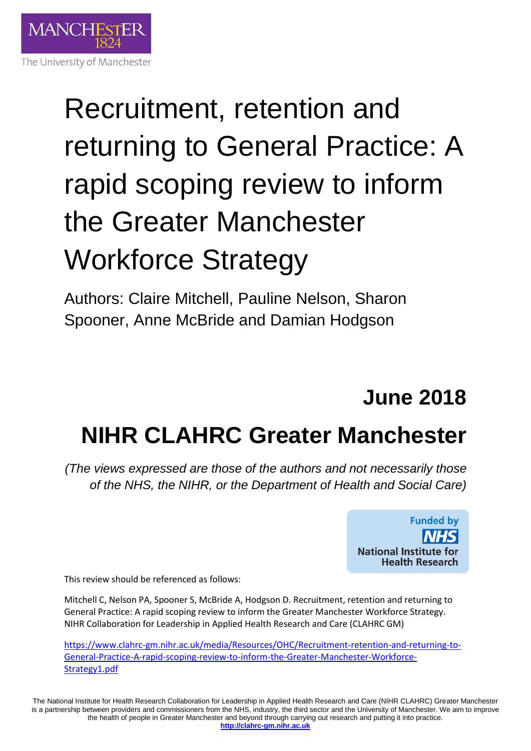MANCHESTER
1824
The University of Manchester

# Recruitment, retention and returning to General Practice: A rapid scoping review to inform the Greater Manchester Workforce Strategy

Authors: Claire Mitchell, Pauline Nelson, Sharon Spooner, Anne McBride and Damian Hodgson

## June 2018

## NIHR CLAHRC Greater Manchester

*(The views expressed are those of the authors and not necessarily those of the NHS, the NIHR, or the Department of Health and Social Care)*

Funded by NHS National Institute for Health Research

This review should be referenced as follows:

Mitchell C, Nelson PA, Spooner S, McBride A, Hodgson D. Recruitment, retention and returning to General Practice: A rapid scoping review to inform the Greater Manchester Workforce Strategy. NIHR Collaboration for Leadership in Applied Health Research and Care (CLAHRC GM)

https://www.clahrc-gm.nihr.ac.uk/media/Resources/OHC/Recruitment-retention-and-returning-to-General-Practice-A-rapid-scoping-review-to-inform-the-Greater-Manchester-Workforce-Strategy1.pdf

The National Institute for Health Research Collaboration for Leadership in Applied Health Research and Care (NIHR CLAHRC) Greater Manchester is a partnership between providers and commissioners from the NHS, industry, the third sector and the University of Manchester. We aim to improve the health of people in Greater Manchester and beyond through carrying out research and putting it into practice.
**http://clahrc-gm.nihr.ac.uk**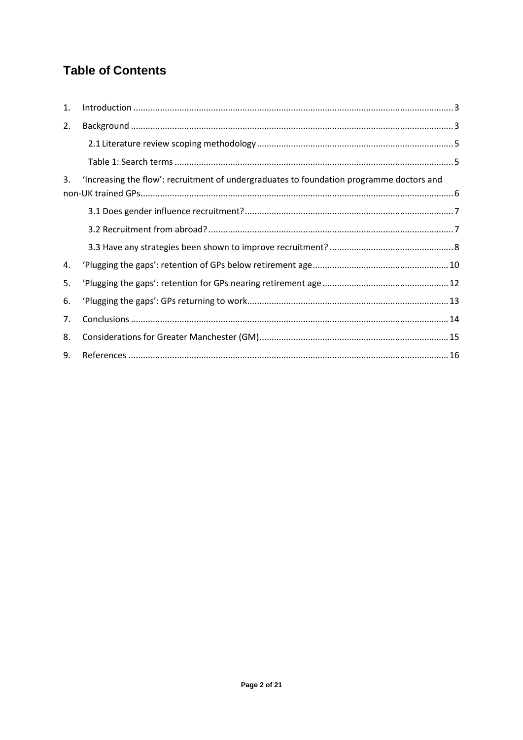# Table of Contents

1. Introduction .......... 3
2. Background .......... 3
   - 2.1 Literature review scoping methodology .......... 5
   - Table 1: Search terms .......... 5
3. 'Increasing the flow': recruitment of undergraduates to foundation programme doctors and non-UK trained GPs .......... 6
   - 3.1 Does gender influence recruitment? .......... 7
   - 3.2 Recruitment from abroad? .......... 7
   - 3.3 Have any strategies been shown to improve recruitment? .......... 8
4. 'Plugging the gaps': retention of GPs below retirement age .......... 10
5. 'Plugging the gaps': retention for GPs nearing retirement age .......... 12
6. 'Plugging the gaps': GPs returning to work .......... 13
7. Conclusions .......... 14
8. Considerations for Greater Manchester (GM) .......... 15
9. References .......... 16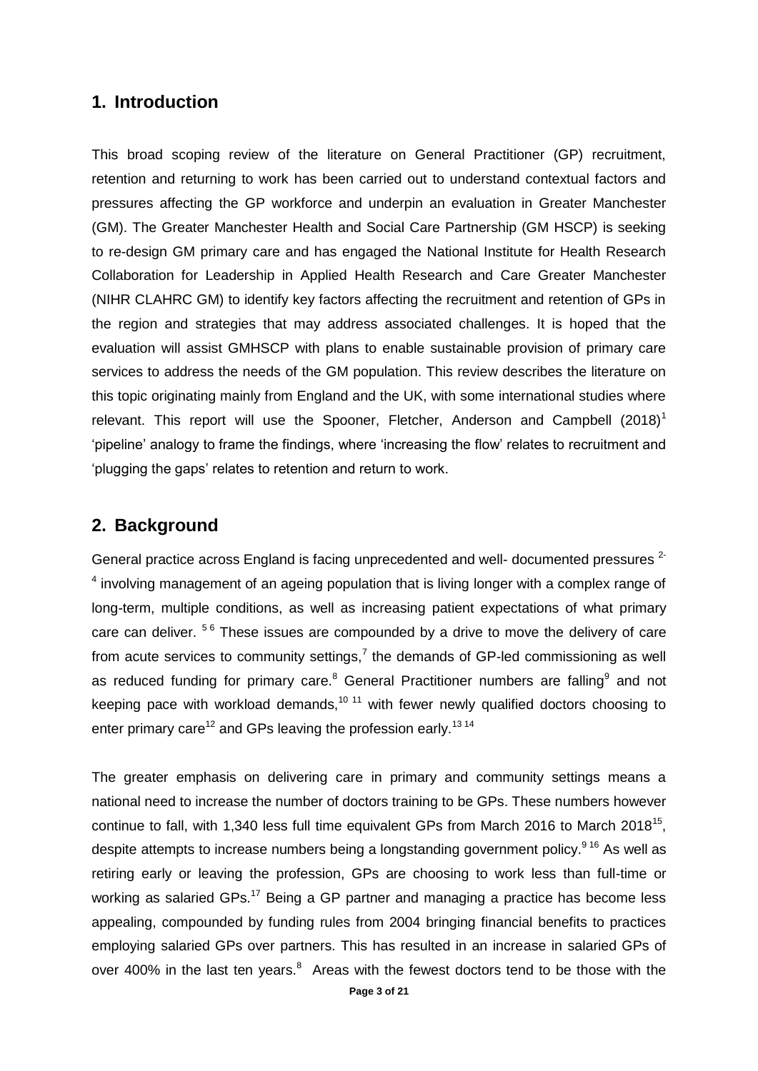## 1. Introduction

This broad scoping review of the literature on General Practitioner (GP) recruitment, retention and returning to work has been carried out to understand contextual factors and pressures affecting the GP workforce and underpin an evaluation in Greater Manchester (GM). The Greater Manchester Health and Social Care Partnership (GM HSCP) is seeking to re-design GM primary care and has engaged the National Institute for Health Research Collaboration for Leadership in Applied Health Research and Care Greater Manchester (NIHR CLAHRC GM) to identify key factors affecting the recruitment and retention of GPs in the region and strategies that may address associated challenges. It is hoped that the evaluation will assist GMHSCP with plans to enable sustainable provision of primary care services to address the needs of the GM population. This review describes the literature on this topic originating mainly from England and the UK, with some international studies where relevant. This report will use the Spooner, Fletcher, Anderson and Campbell (2018)[1] 'pipeline' analogy to frame the findings, where 'increasing the flow' relates to recruitment and 'plugging the gaps' relates to retention and return to work.

## 2. Background

General practice across England is facing unprecedented and well- documented pressures [2-4] involving management of an ageing population that is living longer with a complex range of long-term, multiple conditions, as well as increasing patient expectations of what primary care can deliver. [5 6] These issues are compounded by a drive to move the delivery of care from acute services to community settings,[7] the demands of GP-led commissioning as well as reduced funding for primary care.[8] General Practitioner numbers are falling[9] and not keeping pace with workload demands,[10 11] with fewer newly qualified doctors choosing to enter primary care[12] and GPs leaving the profession early.[13 14]

The greater emphasis on delivering care in primary and community settings means a national need to increase the number of doctors training to be GPs. These numbers however continue to fall, with 1,340 less full time equivalent GPs from March 2016 to March 2018[15], despite attempts to increase numbers being a longstanding government policy.[9 16] As well as retiring early or leaving the profession, GPs are choosing to work less than full-time or working as salaried GPs.[17] Being a GP partner and managing a practice has become less appealing, compounded by funding rules from 2004 bringing financial benefits to practices employing salaried GPs over partners. This has resulted in an increase in salaried GPs of over 400% in the last ten years.[8] Areas with the fewest doctors tend to be those with the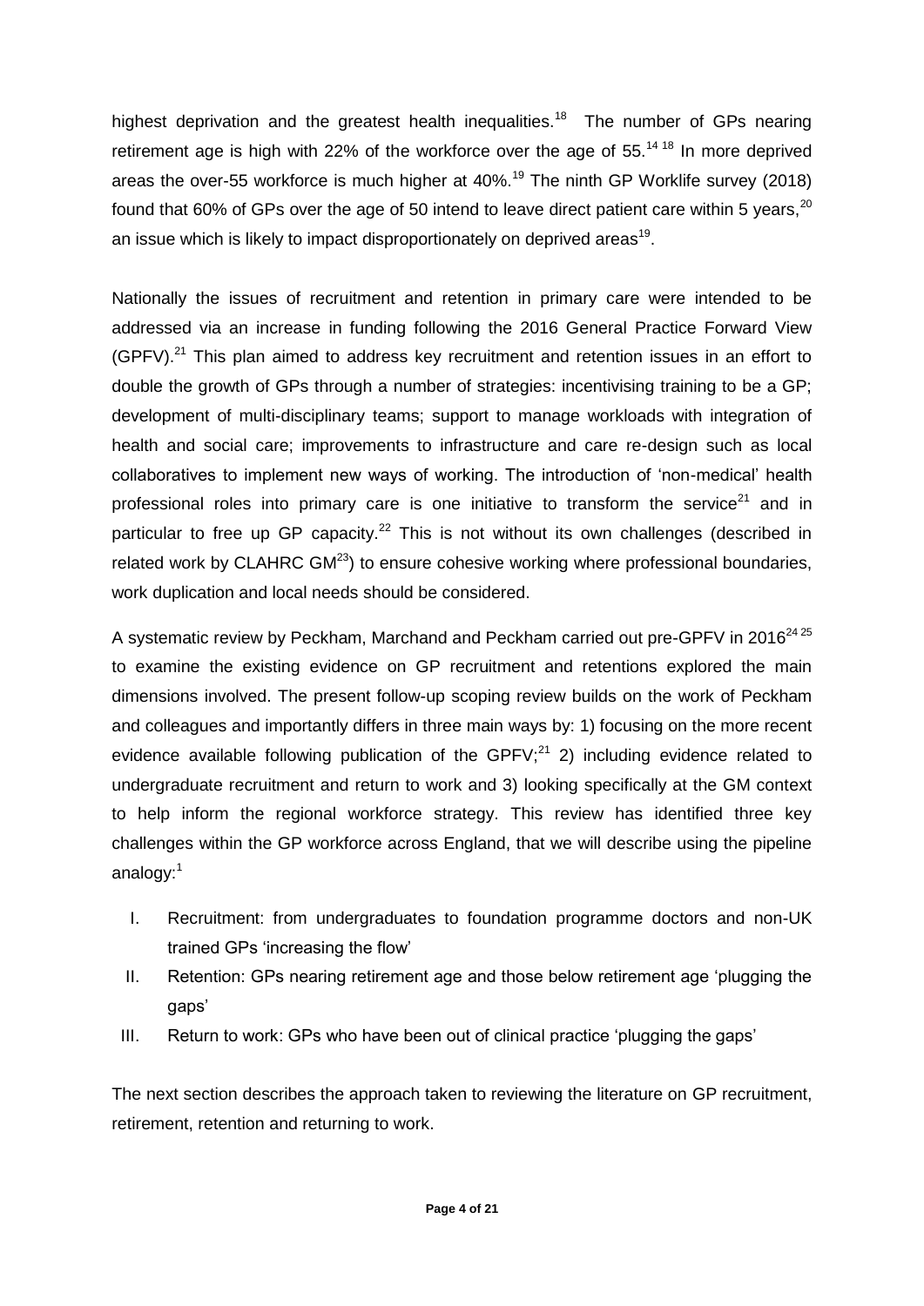highest deprivation and the greatest health inequalities.[18] The number of GPs nearing retirement age is high with 22% of the workforce over the age of 55.[14 18] In more deprived areas the over-55 workforce is much higher at 40%.[19] The ninth GP Worklife survey (2018) found that 60% of GPs over the age of 50 intend to leave direct patient care within 5 years,[20] an issue which is likely to impact disproportionately on deprived areas[19].

Nationally the issues of recruitment and retention in primary care were intended to be addressed via an increase in funding following the 2016 General Practice Forward View (GPFV).[21] This plan aimed to address key recruitment and retention issues in an effort to double the growth of GPs through a number of strategies: incentivising training to be a GP; development of multi-disciplinary teams; support to manage workloads with integration of health and social care; improvements to infrastructure and care re-design such as local collaboratives to implement new ways of working. The introduction of 'non-medical' health professional roles into primary care is one initiative to transform the service[21] and in particular to free up GP capacity.[22] This is not without its own challenges (described in related work by CLAHRC GM[23]) to ensure cohesive working where professional boundaries, work duplication and local needs should be considered.

A systematic review by Peckham, Marchand and Peckham carried out pre-GPFV in 2016[24 25] to examine the existing evidence on GP recruitment and retentions explored the main dimensions involved. The present follow-up scoping review builds on the work of Peckham and colleagues and importantly differs in three main ways by: 1) focusing on the more recent evidence available following publication of the GPFV;[21] 2) including evidence related to undergraduate recruitment and return to work and 3) looking specifically at the GM context to help inform the regional workforce strategy. This review has identified three key challenges within the GP workforce across England, that we will describe using the pipeline analogy:[1]

I. Recruitment: from undergraduates to foundation programme doctors and non-UK trained GPs 'increasing the flow'
II. Retention: GPs nearing retirement age and those below retirement age 'plugging the gaps'
III. Return to work: GPs who have been out of clinical practice 'plugging the gaps'

The next section describes the approach taken to reviewing the literature on GP recruitment, retirement, retention and returning to work.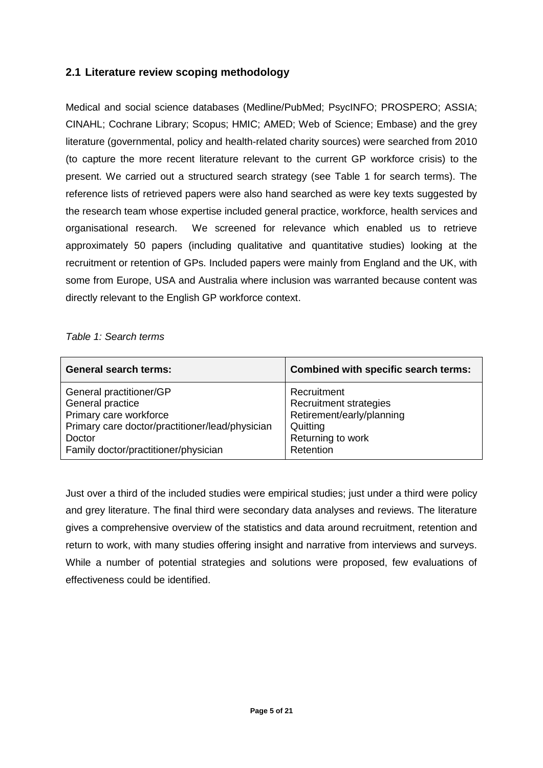## 2.1 Literature review scoping methodology

Medical and social science databases (Medline/PubMed; PsycINFO; PROSPERO; ASSIA; CINAHL; Cochrane Library; Scopus; HMIC; AMED; Web of Science; Embase) and the grey literature (governmental, policy and health-related charity sources) were searched from 2010 (to capture the more recent literature relevant to the current GP workforce crisis) to the present. We carried out a structured search strategy (see Table 1 for search terms). The reference lists of retrieved papers were also hand searched as were key texts suggested by the research team whose expertise included general practice, workforce, health services and organisational research. We screened for relevance which enabled us to retrieve approximately 50 papers (including qualitative and quantitative studies) looking at the recruitment or retention of GPs. Included papers were mainly from England and the UK, with some from Europe, USA and Australia where inclusion was warranted because content was directly relevant to the English GP workforce context.

*Table 1: Search terms*

| General search terms: | Combined with specific search terms: |
|---|---|
| General practitioner/GP<br>General practice<br>Primary care workforce<br>Primary care doctor/practitioner/lead/physician<br>Doctor<br>Family doctor/practitioner/physician | Recruitment<br>Recruitment strategies<br>Retirement/early/planning<br>Quitting<br>Returning to work<br>Retention |

Just over a third of the included studies were empirical studies; just under a third were policy and grey literature. The final third were secondary data analyses and reviews. The literature gives a comprehensive overview of the statistics and data around recruitment, retention and return to work, with many studies offering insight and narrative from interviews and surveys. While a number of potential strategies and solutions were proposed, few evaluations of effectiveness could be identified.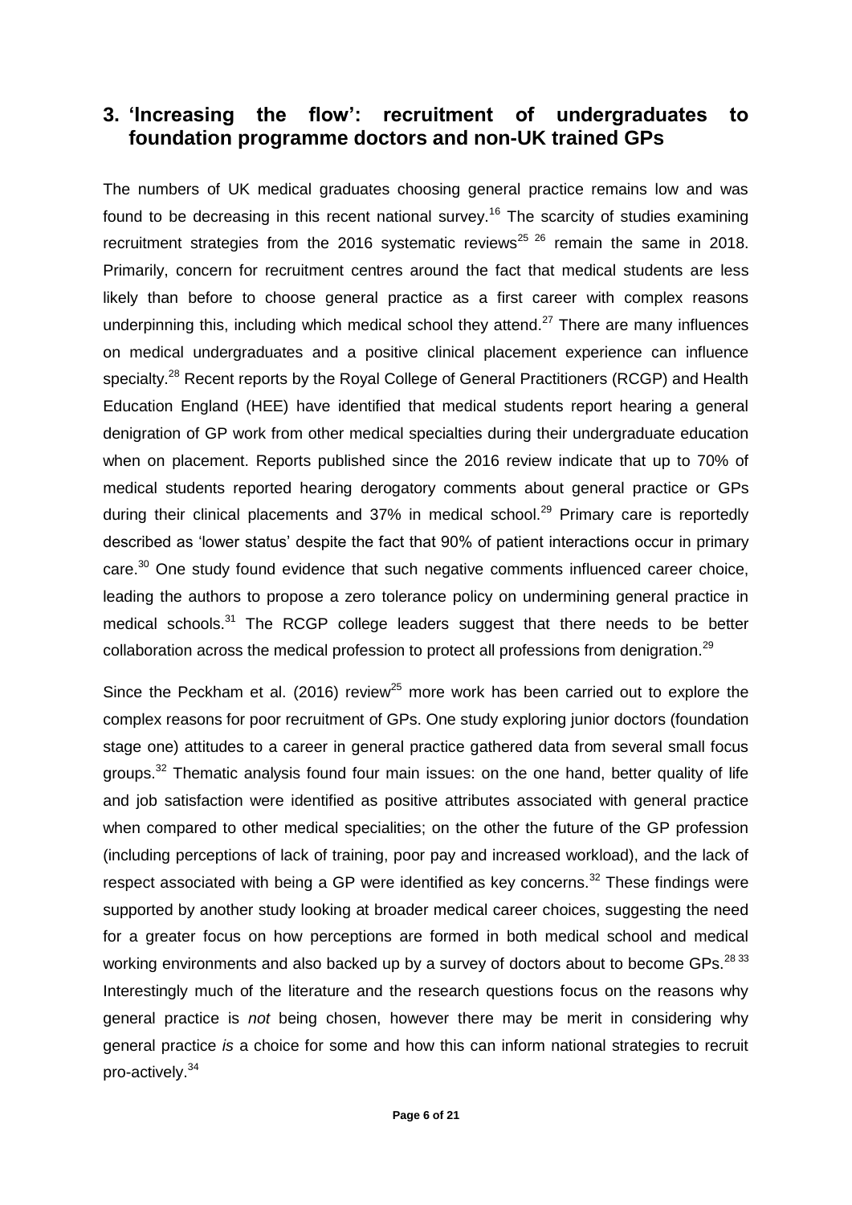## 3. 'Increasing the flow': recruitment of undergraduates to foundation programme doctors and non-UK trained GPs

The numbers of UK medical graduates choosing general practice remains low and was found to be decreasing in this recent national survey.[16] The scarcity of studies examining recruitment strategies from the 2016 systematic reviews[25] [26] remain the same in 2018. Primarily, concern for recruitment centres around the fact that medical students are less likely than before to choose general practice as a first career with complex reasons underpinning this, including which medical school they attend.[27] There are many influences on medical undergraduates and a positive clinical placement experience can influence specialty.[28] Recent reports by the Royal College of General Practitioners (RCGP) and Health Education England (HEE) have identified that medical students report hearing a general denigration of GP work from other medical specialties during their undergraduate education when on placement. Reports published since the 2016 review indicate that up to 70% of medical students reported hearing derogatory comments about general practice or GPs during their clinical placements and 37% in medical school.[29] Primary care is reportedly described as 'lower status' despite the fact that 90% of patient interactions occur in primary care.[30] One study found evidence that such negative comments influenced career choice, leading the authors to propose a zero tolerance policy on undermining general practice in medical schools.[31] The RCGP college leaders suggest that there needs to be better collaboration across the medical profession to protect all professions from denigration.[29]

Since the Peckham et al. (2016) review[25] more work has been carried out to explore the complex reasons for poor recruitment of GPs. One study exploring junior doctors (foundation stage one) attitudes to a career in general practice gathered data from several small focus groups.[32] Thematic analysis found four main issues: on the one hand, better quality of life and job satisfaction were identified as positive attributes associated with general practice when compared to other medical specialities; on the other the future of the GP profession (including perceptions of lack of training, poor pay and increased workload), and the lack of respect associated with being a GP were identified as key concerns.[32] These findings were supported by another study looking at broader medical career choices, suggesting the need for a greater focus on how perceptions are formed in both medical school and medical working environments and also backed up by a survey of doctors about to become GPs.[28 33] Interestingly much of the literature and the research questions focus on the reasons why general practice is *not* being chosen, however there may be merit in considering why general practice *is* a choice for some and how this can inform national strategies to recruit pro-actively.[34]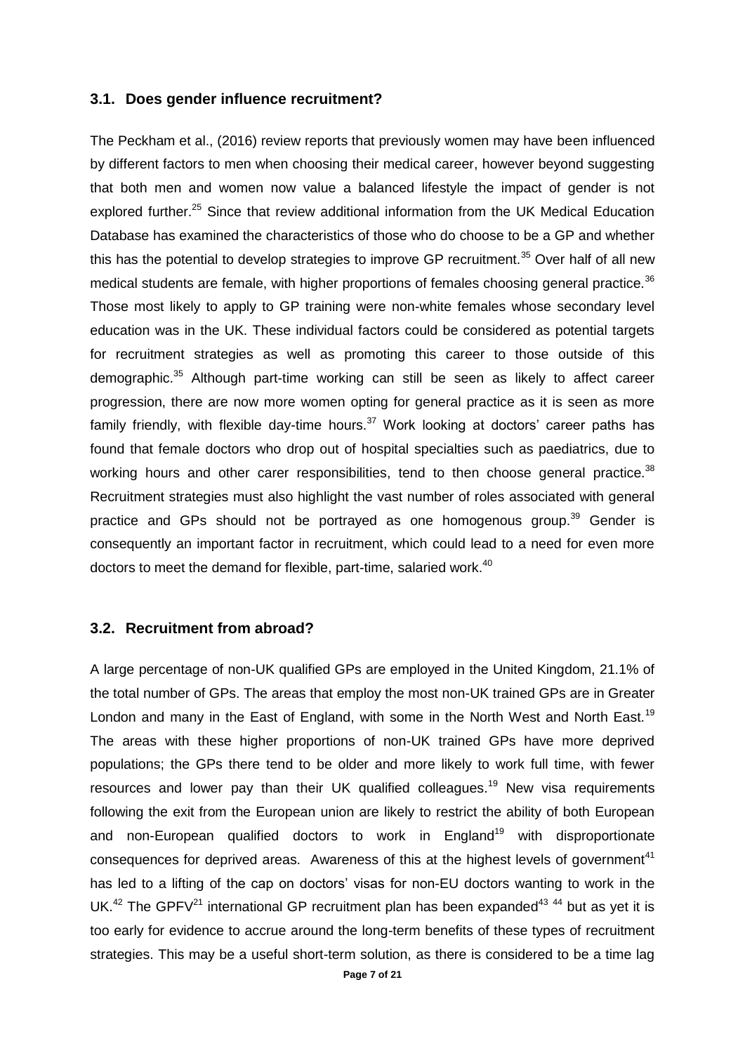### 3.1. Does gender influence recruitment?

The Peckham et al., (2016) review reports that previously women may have been influenced by different factors to men when choosing their medical career, however beyond suggesting that both men and women now value a balanced lifestyle the impact of gender is not explored further.[25] Since that review additional information from the UK Medical Education Database has examined the characteristics of those who do choose to be a GP and whether this has the potential to develop strategies to improve GP recruitment.[35] Over half of all new medical students are female, with higher proportions of females choosing general practice.[36] Those most likely to apply to GP training were non-white females whose secondary level education was in the UK. These individual factors could be considered as potential targets for recruitment strategies as well as promoting this career to those outside of this demographic.[35] Although part-time working can still be seen as likely to affect career progression, there are now more women opting for general practice as it is seen as more family friendly, with flexible day-time hours.[37] Work looking at doctors' career paths has found that female doctors who drop out of hospital specialties such as paediatrics, due to working hours and other carer responsibilities, tend to then choose general practice.[38] Recruitment strategies must also highlight the vast number of roles associated with general practice and GPs should not be portrayed as one homogenous group.[39] Gender is consequently an important factor in recruitment, which could lead to a need for even more doctors to meet the demand for flexible, part-time, salaried work.[40]

### 3.2. Recruitment from abroad?

A large percentage of non-UK qualified GPs are employed in the United Kingdom, 21.1% of the total number of GPs. The areas that employ the most non-UK trained GPs are in Greater London and many in the East of England, with some in the North West and North East.[19] The areas with these higher proportions of non-UK trained GPs have more deprived populations; the GPs there tend to be older and more likely to work full time, with fewer resources and lower pay than their UK qualified colleagues.[19] New visa requirements following the exit from the European union are likely to restrict the ability of both European and non-European qualified doctors to work in England[19] with disproportionate consequences for deprived areas. Awareness of this at the highest levels of government[41] has led to a lifting of the cap on doctors' visas for non-EU doctors wanting to work in the UK.[42] The GPFV[21] international GP recruitment plan has been expanded[43 44] but as yet it is too early for evidence to accrue around the long-term benefits of these types of recruitment strategies. This may be a useful short-term solution, as there is considered to be a time lag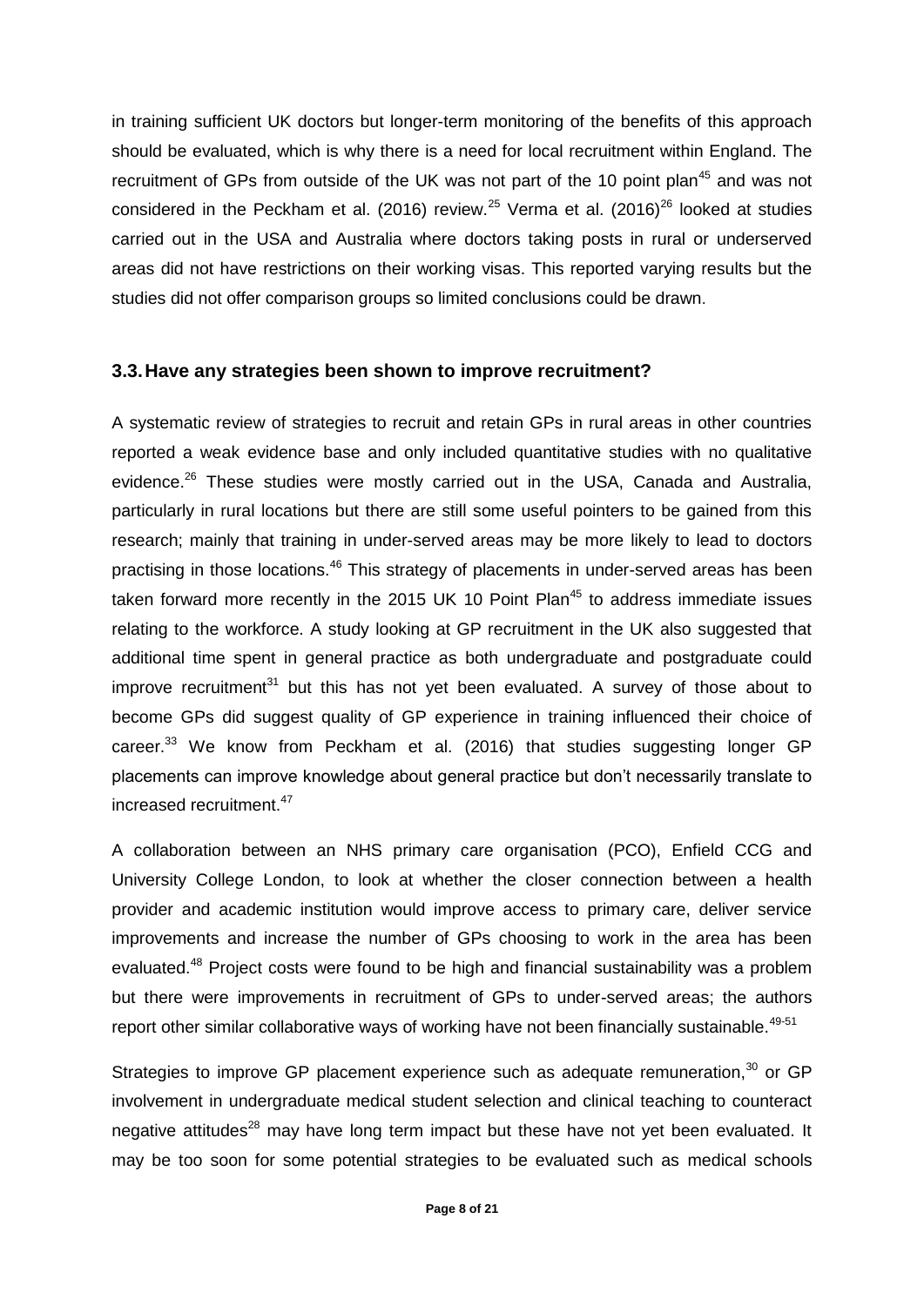in training sufficient UK doctors but longer-term monitoring of the benefits of this approach should be evaluated, which is why there is a need for local recruitment within England. The recruitment of GPs from outside of the UK was not part of the 10 point plan[45] and was not considered in the Peckham et al. (2016) review.[25] Verma et al. (2016)[26] looked at studies carried out in the USA and Australia where doctors taking posts in rural or underserved areas did not have restrictions on their working visas. This reported varying results but the studies did not offer comparison groups so limited conclusions could be drawn.

### 3.3. Have any strategies been shown to improve recruitment?

A systematic review of strategies to recruit and retain GPs in rural areas in other countries reported a weak evidence base and only included quantitative studies with no qualitative evidence.[26] These studies were mostly carried out in the USA, Canada and Australia, particularly in rural locations but there are still some useful pointers to be gained from this research; mainly that training in under-served areas may be more likely to lead to doctors practising in those locations.[46] This strategy of placements in under-served areas has been taken forward more recently in the 2015 UK 10 Point Plan[45] to address immediate issues relating to the workforce. A study looking at GP recruitment in the UK also suggested that additional time spent in general practice as both undergraduate and postgraduate could improve recruitment[31] but this has not yet been evaluated. A survey of those about to become GPs did suggest quality of GP experience in training influenced their choice of career.[33] We know from Peckham et al. (2016) that studies suggesting longer GP placements can improve knowledge about general practice but don't necessarily translate to increased recruitment.[47]

A collaboration between an NHS primary care organisation (PCO), Enfield CCG and University College London, to look at whether the closer connection between a health provider and academic institution would improve access to primary care, deliver service improvements and increase the number of GPs choosing to work in the area has been evaluated.[48] Project costs were found to be high and financial sustainability was a problem but there were improvements in recruitment of GPs to under-served areas; the authors report other similar collaborative ways of working have not been financially sustainable.[49-51]

Strategies to improve GP placement experience such as adequate remuneration,[30] or GP involvement in undergraduate medical student selection and clinical teaching to counteract negative attitudes[28] may have long term impact but these have not yet been evaluated. It may be too soon for some potential strategies to be evaluated such as medical schools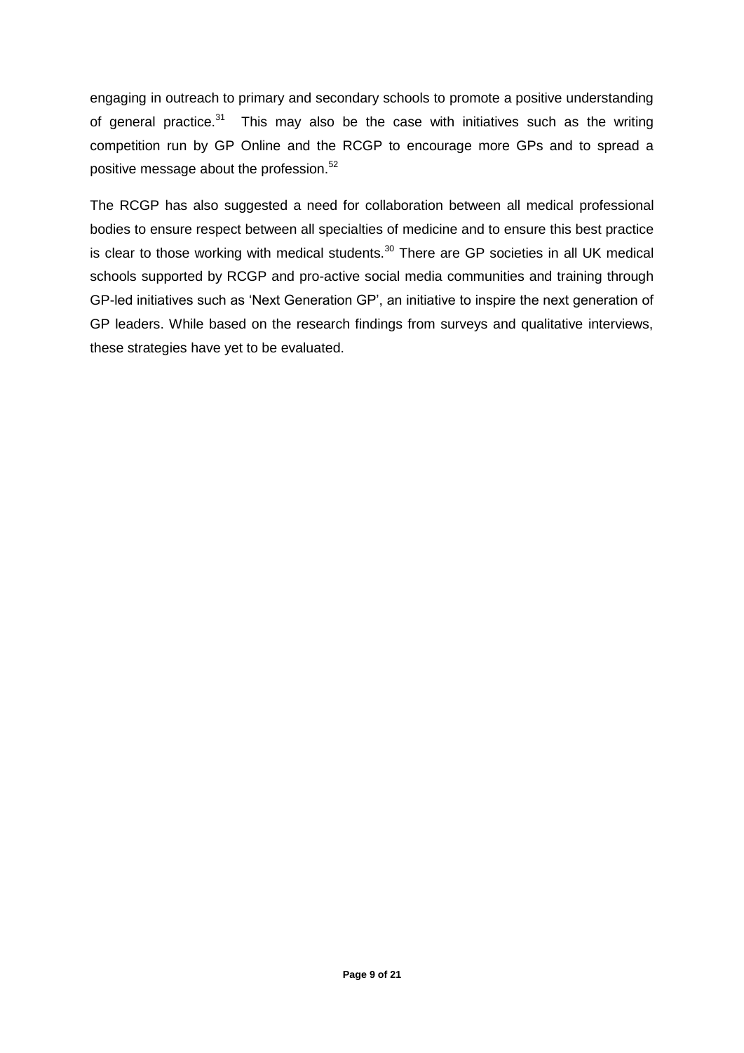engaging in outreach to primary and secondary schools to promote a positive understanding of general practice.[31] This may also be the case with initiatives such as the writing competition run by GP Online and the RCGP to encourage more GPs and to spread a positive message about the profession.[52]

The RCGP has also suggested a need for collaboration between all medical professional bodies to ensure respect between all specialties of medicine and to ensure this best practice is clear to those working with medical students.[30] There are GP societies in all UK medical schools supported by RCGP and pro-active social media communities and training through GP-led initiatives such as 'Next Generation GP', an initiative to inspire the next generation of GP leaders. While based on the research findings from surveys and qualitative interviews, these strategies have yet to be evaluated.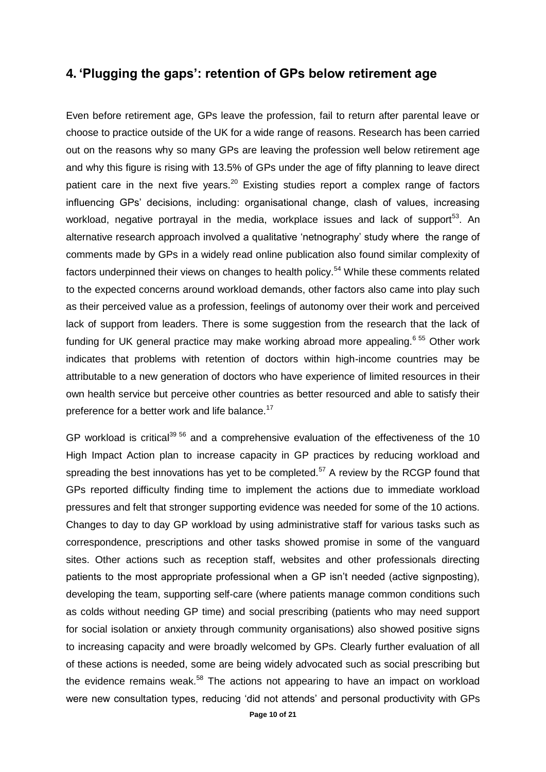## 4. 'Plugging the gaps': retention of GPs below retirement age

Even before retirement age, GPs leave the profession, fail to return after parental leave or choose to practice outside of the UK for a wide range of reasons. Research has been carried out on the reasons why so many GPs are leaving the profession well below retirement age and why this figure is rising with 13.5% of GPs under the age of fifty planning to leave direct patient care in the next five years.[20] Existing studies report a complex range of factors influencing GPs' decisions, including: organisational change, clash of values, increasing workload, negative portrayal in the media, workplace issues and lack of support[53]. An alternative research approach involved a qualitative 'netnography' study where the range of comments made by GPs in a widely read online publication also found similar complexity of factors underpinned their views on changes to health policy.[54] While these comments related to the expected concerns around workload demands, other factors also came into play such as their perceived value as a profession, feelings of autonomy over their work and perceived lack of support from leaders. There is some suggestion from the research that the lack of funding for UK general practice may make working abroad more appealing.[6 55] Other work indicates that problems with retention of doctors within high-income countries may be attributable to a new generation of doctors who have experience of limited resources in their own health service but perceive other countries as better resourced and able to satisfy their preference for a better work and life balance.[17]

GP workload is critical[39 56] and a comprehensive evaluation of the effectiveness of the 10 High Impact Action plan to increase capacity in GP practices by reducing workload and spreading the best innovations has yet to be completed.[57] A review by the RCGP found that GPs reported difficulty finding time to implement the actions due to immediate workload pressures and felt that stronger supporting evidence was needed for some of the 10 actions. Changes to day to day GP workload by using administrative staff for various tasks such as correspondence, prescriptions and other tasks showed promise in some of the vanguard sites. Other actions such as reception staff, websites and other professionals directing patients to the most appropriate professional when a GP isn't needed (active signposting), developing the team, supporting self-care (where patients manage common conditions such as colds without needing GP time) and social prescribing (patients who may need support for social isolation or anxiety through community organisations) also showed positive signs to increasing capacity and were broadly welcomed by GPs. Clearly further evaluation of all of these actions is needed, some are being widely advocated such as social prescribing but the evidence remains weak.[58] The actions not appearing to have an impact on workload were new consultation types, reducing 'did not attends' and personal productivity with GPs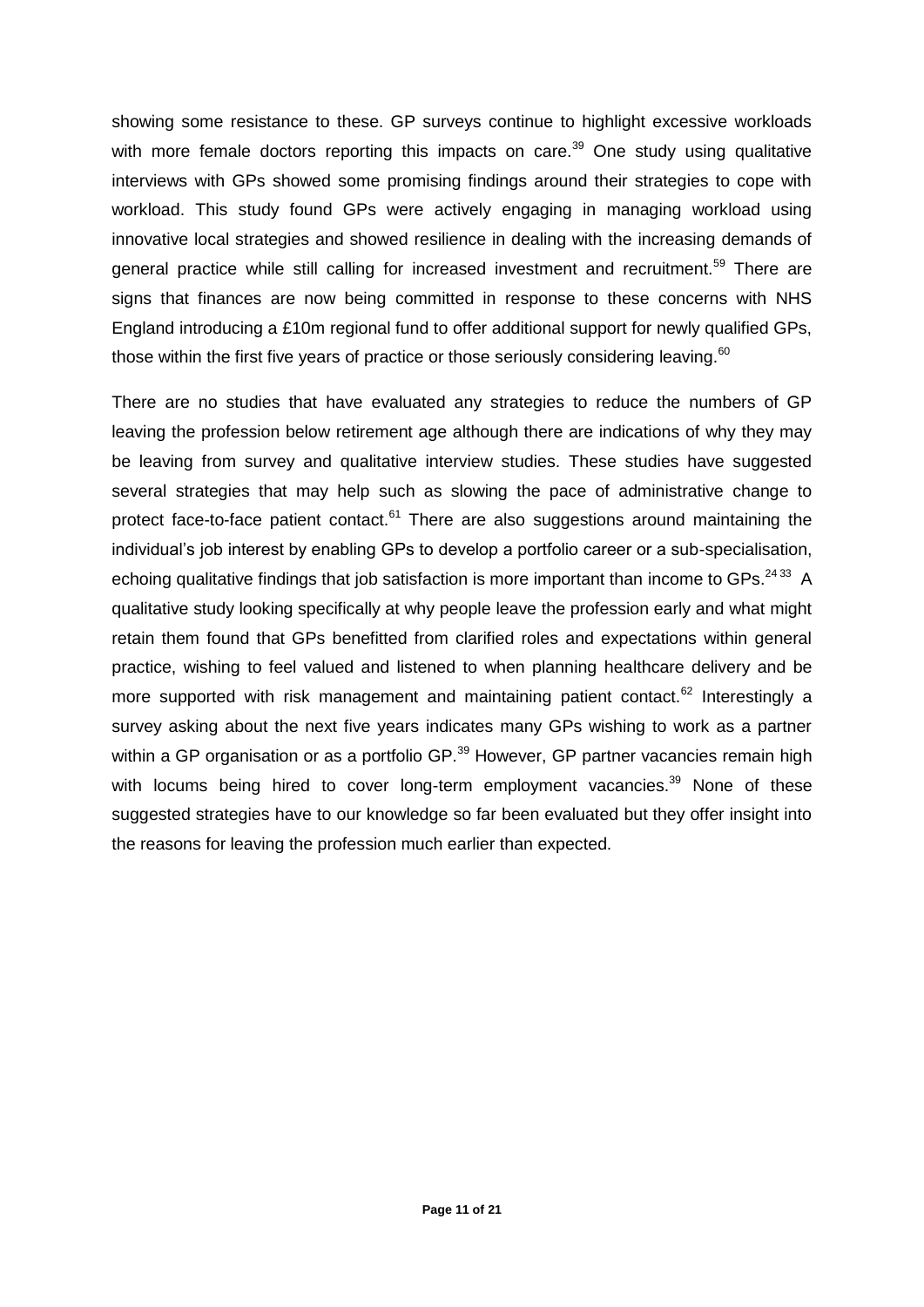showing some resistance to these. GP surveys continue to highlight excessive workloads with more female doctors reporting this impacts on care.[39] One study using qualitative interviews with GPs showed some promising findings around their strategies to cope with workload. This study found GPs were actively engaging in managing workload using innovative local strategies and showed resilience in dealing with the increasing demands of general practice while still calling for increased investment and recruitment.[59] There are signs that finances are now being committed in response to these concerns with NHS England introducing a £10m regional fund to offer additional support for newly qualified GPs, those within the first five years of practice or those seriously considering leaving.[60]

There are no studies that have evaluated any strategies to reduce the numbers of GP leaving the profession below retirement age although there are indications of why they may be leaving from survey and qualitative interview studies. These studies have suggested several strategies that may help such as slowing the pace of administrative change to protect face-to-face patient contact.[61] There are also suggestions around maintaining the individual's job interest by enabling GPs to develop a portfolio career or a sub-specialisation, echoing qualitative findings that job satisfaction is more important than income to GPs.[24 33] A qualitative study looking specifically at why people leave the profession early and what might retain them found that GPs benefitted from clarified roles and expectations within general practice, wishing to feel valued and listened to when planning healthcare delivery and be more supported with risk management and maintaining patient contact.[62] Interestingly a survey asking about the next five years indicates many GPs wishing to work as a partner within a GP organisation or as a portfolio GP.[39] However, GP partner vacancies remain high with locums being hired to cover long-term employment vacancies.[39] None of these suggested strategies have to our knowledge so far been evaluated but they offer insight into the reasons for leaving the profession much earlier than expected.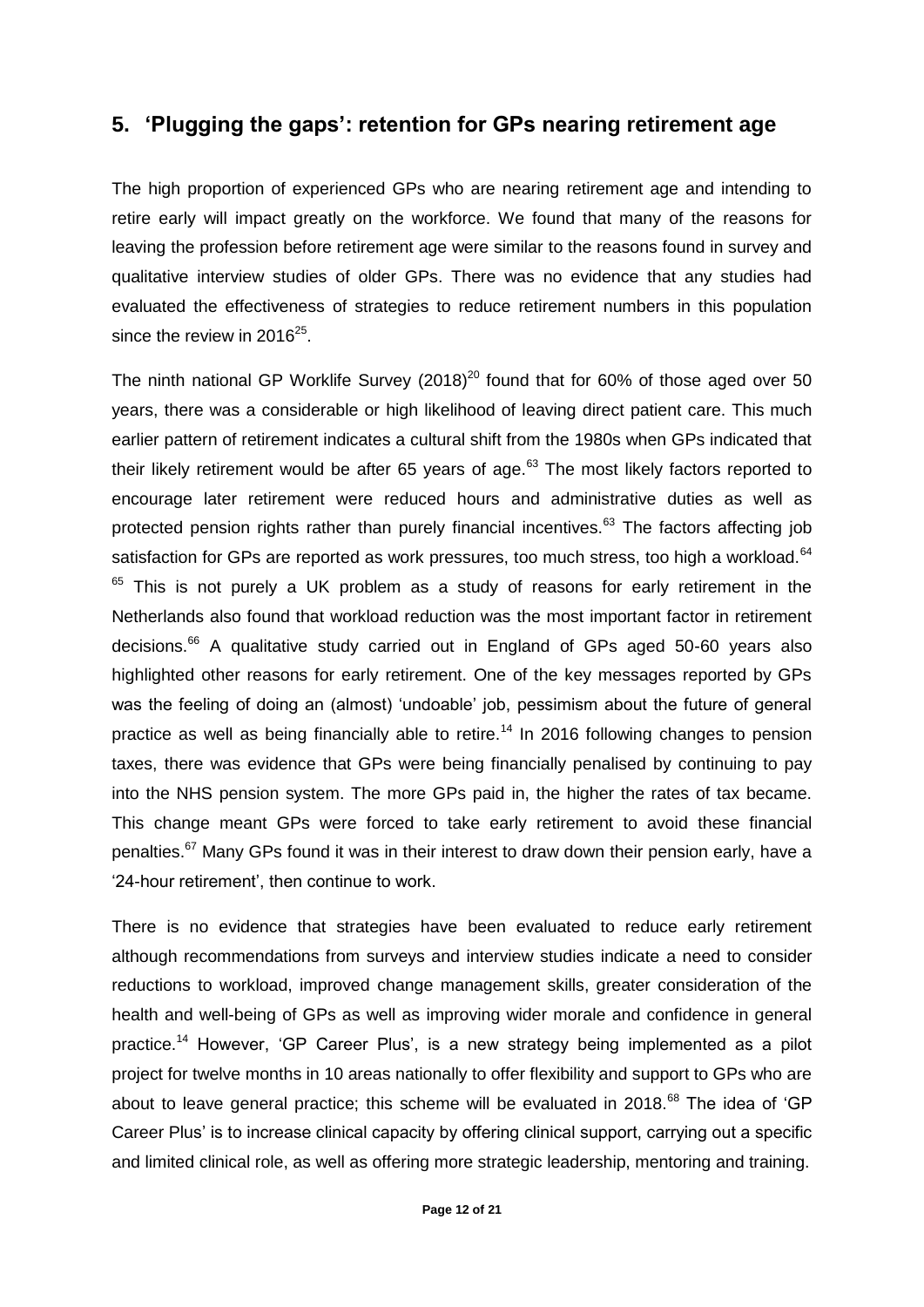## 5. 'Plugging the gaps': retention for GPs nearing retirement age

The high proportion of experienced GPs who are nearing retirement age and intending to retire early will impact greatly on the workforce. We found that many of the reasons for leaving the profession before retirement age were similar to the reasons found in survey and qualitative interview studies of older GPs. There was no evidence that any studies had evaluated the effectiveness of strategies to reduce retirement numbers in this population since the review in 2016[25].

The ninth national GP Worklife Survey (2018)[20] found that for 60% of those aged over 50 years, there was a considerable or high likelihood of leaving direct patient care. This much earlier pattern of retirement indicates a cultural shift from the 1980s when GPs indicated that their likely retirement would be after 65 years of age.[63] The most likely factors reported to encourage later retirement were reduced hours and administrative duties as well as protected pension rights rather than purely financial incentives.[63] The factors affecting job satisfaction for GPs are reported as work pressures, too much stress, too high a workload.[64] [65] This is not purely a UK problem as a study of reasons for early retirement in the Netherlands also found that workload reduction was the most important factor in retirement decisions.[66] A qualitative study carried out in England of GPs aged 50-60 years also highlighted other reasons for early retirement. One of the key messages reported by GPs was the feeling of doing an (almost) 'undoable' job, pessimism about the future of general practice as well as being financially able to retire.[14] In 2016 following changes to pension taxes, there was evidence that GPs were being financially penalised by continuing to pay into the NHS pension system. The more GPs paid in, the higher the rates of tax became. This change meant GPs were forced to take early retirement to avoid these financial penalties.[67] Many GPs found it was in their interest to draw down their pension early, have a '24-hour retirement', then continue to work.

There is no evidence that strategies have been evaluated to reduce early retirement although recommendations from surveys and interview studies indicate a need to consider reductions to workload, improved change management skills, greater consideration of the health and well-being of GPs as well as improving wider morale and confidence in general practice.[14] However, 'GP Career Plus', is a new strategy being implemented as a pilot project for twelve months in 10 areas nationally to offer flexibility and support to GPs who are about to leave general practice; this scheme will be evaluated in 2018.[68] The idea of 'GP Career Plus' is to increase clinical capacity by offering clinical support, carrying out a specific and limited clinical role, as well as offering more strategic leadership, mentoring and training.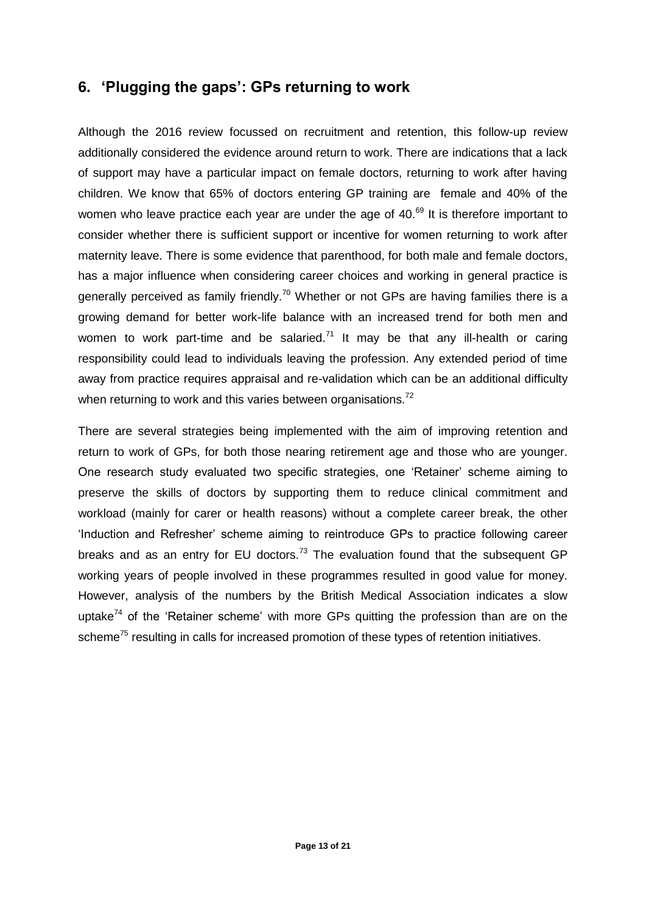## 6. 'Plugging the gaps': GPs returning to work

Although the 2016 review focussed on recruitment and retention, this follow-up review additionally considered the evidence around return to work. There are indications that a lack of support may have a particular impact on female doctors, returning to work after having children. We know that 65% of doctors entering GP training are female and 40% of the women who leave practice each year are under the age of 40.[69] It is therefore important to consider whether there is sufficient support or incentive for women returning to work after maternity leave. There is some evidence that parenthood, for both male and female doctors, has a major influence when considering career choices and working in general practice is generally perceived as family friendly.[70] Whether or not GPs are having families there is a growing demand for better work-life balance with an increased trend for both men and women to work part-time and be salaried.[71] It may be that any ill-health or caring responsibility could lead to individuals leaving the profession. Any extended period of time away from practice requires appraisal and re-validation which can be an additional difficulty when returning to work and this varies between organisations.[72]

There are several strategies being implemented with the aim of improving retention and return to work of GPs, for both those nearing retirement age and those who are younger. One research study evaluated two specific strategies, one 'Retainer' scheme aiming to preserve the skills of doctors by supporting them to reduce clinical commitment and workload (mainly for carer or health reasons) without a complete career break, the other 'Induction and Refresher' scheme aiming to reintroduce GPs to practice following career breaks and as an entry for EU doctors.[73] The evaluation found that the subsequent GP working years of people involved in these programmes resulted in good value for money. However, analysis of the numbers by the British Medical Association indicates a slow uptake[74] of the 'Retainer scheme' with more GPs quitting the profession than are on the scheme[75] resulting in calls for increased promotion of these types of retention initiatives.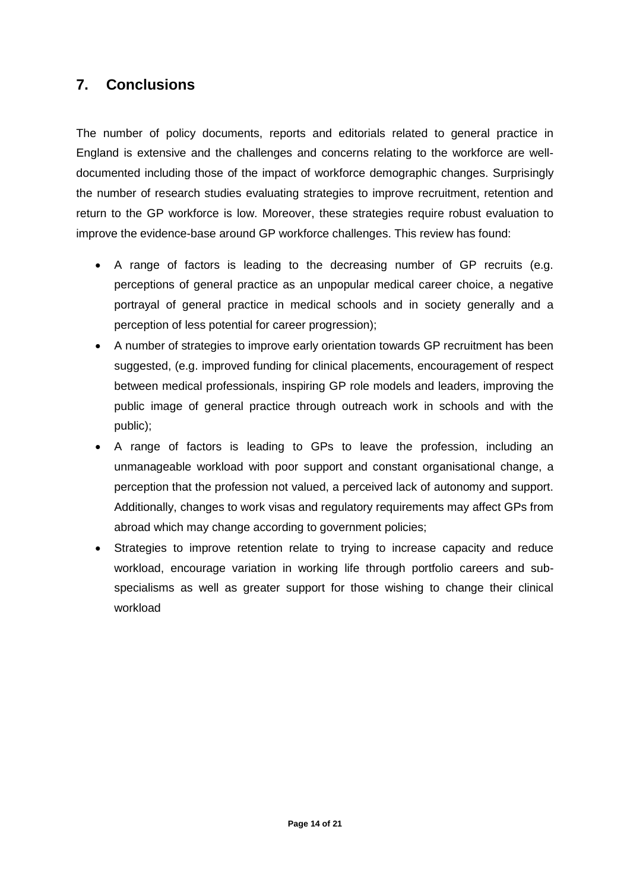## 7. Conclusions

The number of policy documents, reports and editorials related to general practice in England is extensive and the challenges and concerns relating to the workforce are well-documented including those of the impact of workforce demographic changes. Surprisingly the number of research studies evaluating strategies to improve recruitment, retention and return to the GP workforce is low. Moreover, these strategies require robust evaluation to improve the evidence-base around GP workforce challenges. This review has found:

- A range of factors is leading to the decreasing number of GP recruits (e.g. perceptions of general practice as an unpopular medical career choice, a negative portrayal of general practice in medical schools and in society generally and a perception of less potential for career progression);
- A number of strategies to improve early orientation towards GP recruitment has been suggested, (e.g. improved funding for clinical placements, encouragement of respect between medical professionals, inspiring GP role models and leaders, improving the public image of general practice through outreach work in schools and with the public);
- A range of factors is leading to GPs to leave the profession, including an unmanageable workload with poor support and constant organisational change, a perception that the profession not valued, a perceived lack of autonomy and support. Additionally, changes to work visas and regulatory requirements may affect GPs from abroad which may change according to government policies;
- Strategies to improve retention relate to trying to increase capacity and reduce workload, encourage variation in working life through portfolio careers and sub-specialisms as well as greater support for those wishing to change their clinical workload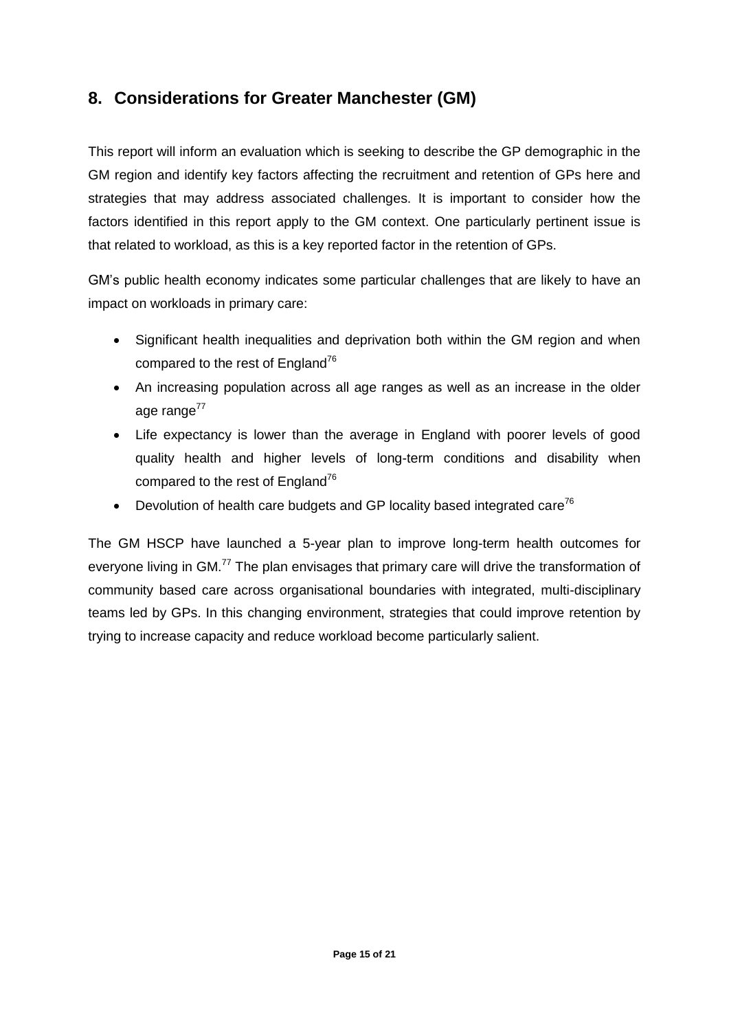## 8. Considerations for Greater Manchester (GM)

This report will inform an evaluation which is seeking to describe the GP demographic in the GM region and identify key factors affecting the recruitment and retention of GPs here and strategies that may address associated challenges. It is important to consider how the factors identified in this report apply to the GM context. One particularly pertinent issue is that related to workload, as this is a key reported factor in the retention of GPs.

GM's public health economy indicates some particular challenges that are likely to have an impact on workloads in primary care:

- Significant health inequalities and deprivation both within the GM region and when compared to the rest of England[76]
- An increasing population across all age ranges as well as an increase in the older age range[77]
- Life expectancy is lower than the average in England with poorer levels of good quality health and higher levels of long-term conditions and disability when compared to the rest of England[76]
- Devolution of health care budgets and GP locality based integrated care[76]

The GM HSCP have launched a 5-year plan to improve long-term health outcomes for everyone living in GM.[77] The plan envisages that primary care will drive the transformation of community based care across organisational boundaries with integrated, multi-disciplinary teams led by GPs. In this changing environment, strategies that could improve retention by trying to increase capacity and reduce workload become particularly salient.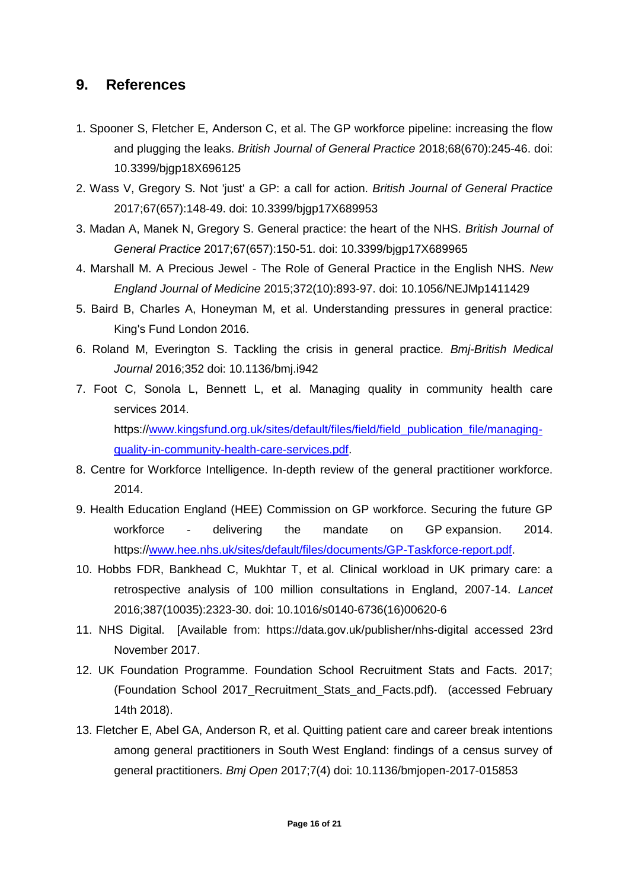## 9. References

1. Spooner S, Fletcher E, Anderson C, et al. The GP workforce pipeline: increasing the flow and plugging the leaks. *British Journal of General Practice* 2018;68(670):245-46. doi: 10.3399/bjgp18X696125
2. Wass V, Gregory S. Not 'just' a GP: a call for action. *British Journal of General Practice* 2017;67(657):148-49. doi: 10.3399/bjgp17X689953
3. Madan A, Manek N, Gregory S. General practice: the heart of the NHS. *British Journal of General Practice* 2017;67(657):150-51. doi: 10.3399/bjgp17X689965
4. Marshall M. A Precious Jewel - The Role of General Practice in the English NHS. *New England Journal of Medicine* 2015;372(10):893-97. doi: 10.1056/NEJMp1411429
5. Baird B, Charles A, Honeyman M, et al. Understanding pressures in general practice: King's Fund London 2016.
6. Roland M, Everington S. Tackling the crisis in general practice. *Bmj-British Medical Journal* 2016;352 doi: 10.1136/bmj.i942
7. Foot C, Sonola L, Bennett L, et al. Managing quality in community health care services 2014. https://www.kingsfund.org.uk/sites/default/files/field/field_publication_file/managing-quality-in-community-health-care-services.pdf.
8. Centre for Workforce Intelligence. In-depth review of the general practitioner workforce. 2014.
9. Health Education England (HEE) Commission on GP workforce. Securing the future GP workforce - delivering the mandate on GP expansion. 2014. https://www.hee.nhs.uk/sites/default/files/documents/GP-Taskforce-report.pdf.
10. Hobbs FDR, Bankhead C, Mukhtar T, et al. Clinical workload in UK primary care: a retrospective analysis of 100 million consultations in England, 2007-14. *Lancet* 2016;387(10035):2323-30. doi: 10.1016/s0140-6736(16)00620-6
11. NHS Digital. [Available from: https://data.gov.uk/publisher/nhs-digital accessed 23rd November 2017.
12. UK Foundation Programme. Foundation School Recruitment Stats and Facts. 2017; (Foundation School 2017_Recruitment_Stats_and_Facts.pdf). (accessed February 14th 2018).
13. Fletcher E, Abel GA, Anderson R, et al. Quitting patient care and career break intentions among general practitioners in South West England: findings of a census survey of general practitioners. *Bmj Open* 2017;7(4) doi: 10.1136/bmjopen-2017-015853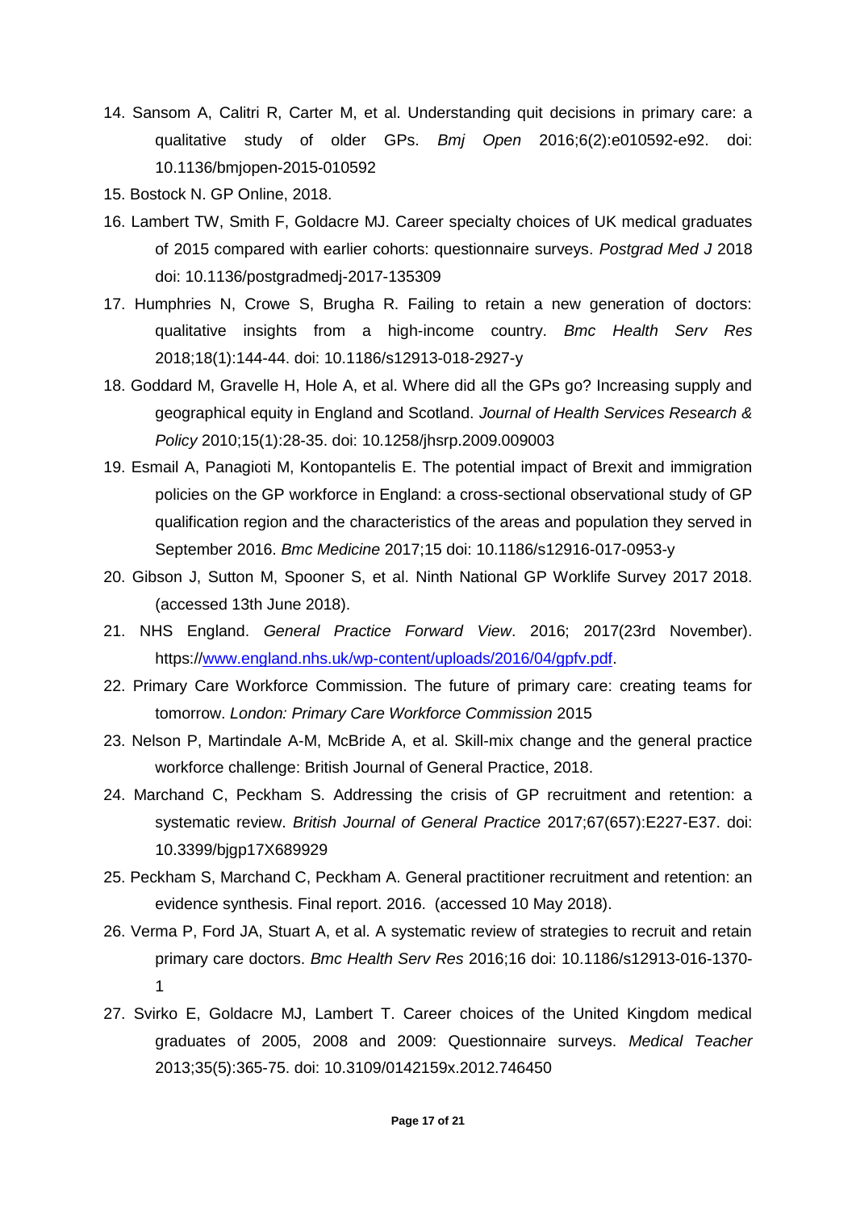14. Sansom A, Calitri R, Carter M, et al. Understanding quit decisions in primary care: a qualitative study of older GPs. *Bmj Open* 2016;6(2):e010592-e92. doi: 10.1136/bmjopen-2015-010592
15. Bostock N. GP Online, 2018.
16. Lambert TW, Smith F, Goldacre MJ. Career specialty choices of UK medical graduates of 2015 compared with earlier cohorts: questionnaire surveys. *Postgrad Med J* 2018 doi: 10.1136/postgradmedj-2017-135309
17. Humphries N, Crowe S, Brugha R. Failing to retain a new generation of doctors: qualitative insights from a high-income country. *Bmc Health Serv Res* 2018;18(1):144-44. doi: 10.1186/s12913-018-2927-y
18. Goddard M, Gravelle H, Hole A, et al. Where did all the GPs go? Increasing supply and geographical equity in England and Scotland. *Journal of Health Services Research & Policy* 2010;15(1):28-35. doi: 10.1258/jhsrp.2009.009003
19. Esmail A, Panagioti M, Kontopantelis E. The potential impact of Brexit and immigration policies on the GP workforce in England: a cross-sectional observational study of GP qualification region and the characteristics of the areas and population they served in September 2016. *Bmc Medicine* 2017;15 doi: 10.1186/s12916-017-0953-y
20. Gibson J, Sutton M, Spooner S, et al. Ninth National GP Worklife Survey 2017 2018. (accessed 13th June 2018).
21. NHS England. *General Practice Forward View*. 2016; 2017(23rd November). https://www.england.nhs.uk/wp-content/uploads/2016/04/gpfv.pdf.
22. Primary Care Workforce Commission. The future of primary care: creating teams for tomorrow. *London: Primary Care Workforce Commission* 2015
23. Nelson P, Martindale A-M, McBride A, et al. Skill-mix change and the general practice workforce challenge: British Journal of General Practice, 2018.
24. Marchand C, Peckham S. Addressing the crisis of GP recruitment and retention: a systematic review. *British Journal of General Practice* 2017;67(657):E227-E37. doi: 10.3399/bjgp17X689929
25. Peckham S, Marchand C, Peckham A. General practitioner recruitment and retention: an evidence synthesis. Final report. 2016. (accessed 10 May 2018).
26. Verma P, Ford JA, Stuart A, et al. A systematic review of strategies to recruit and retain primary care doctors. *Bmc Health Serv Res* 2016;16 doi: 10.1186/s12913-016-1370-1
27. Svirko E, Goldacre MJ, Lambert T. Career choices of the United Kingdom medical graduates of 2005, 2008 and 2009: Questionnaire surveys. *Medical Teacher* 2013;35(5):365-75. doi: 10.3109/0142159x.2012.746450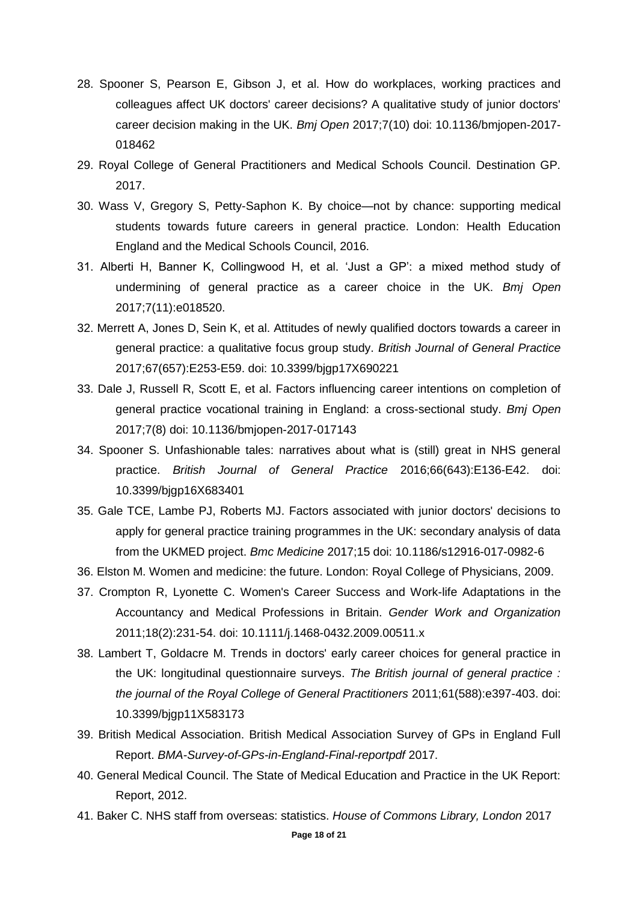28. Spooner S, Pearson E, Gibson J, et al. How do workplaces, working practices and colleagues affect UK doctors' career decisions? A qualitative study of junior doctors' career decision making in the UK. *Bmj Open* 2017;7(10) doi: 10.1136/bmjopen-2017-018462
29. Royal College of General Practitioners and Medical Schools Council. Destination GP. 2017.
30. Wass V, Gregory S, Petty-Saphon K. By choice—not by chance: supporting medical students towards future careers in general practice. London: Health Education England and the Medical Schools Council, 2016.
31. Alberti H, Banner K, Collingwood H, et al. 'Just a GP': a mixed method study of undermining of general practice as a career choice in the UK. *Bmj Open* 2017;7(11):e018520.
32. Merrett A, Jones D, Sein K, et al. Attitudes of newly qualified doctors towards a career in general practice: a qualitative focus group study. *British Journal of General Practice* 2017;67(657):E253-E59. doi: 10.3399/bjgp17X690221
33. Dale J, Russell R, Scott E, et al. Factors influencing career intentions on completion of general practice vocational training in England: a cross-sectional study. *Bmj Open* 2017;7(8) doi: 10.1136/bmjopen-2017-017143
34. Spooner S. Unfashionable tales: narratives about what is (still) great in NHS general practice. *British Journal of General Practice* 2016;66(643):E136-E42. doi: 10.3399/bjgp16X683401
35. Gale TCE, Lambe PJ, Roberts MJ. Factors associated with junior doctors' decisions to apply for general practice training programmes in the UK: secondary analysis of data from the UKMED project. *Bmc Medicine* 2017;15 doi: 10.1186/s12916-017-0982-6
36. Elston M. Women and medicine: the future. London: Royal College of Physicians, 2009.
37. Crompton R, Lyonette C. Women's Career Success and Work-life Adaptations in the Accountancy and Medical Professions in Britain. *Gender Work and Organization* 2011;18(2):231-54. doi: 10.1111/j.1468-0432.2009.00511.x
38. Lambert T, Goldacre M. Trends in doctors' early career choices for general practice in the UK: longitudinal questionnaire surveys. *The British journal of general practice : the journal of the Royal College of General Practitioners* 2011;61(588):e397-403. doi: 10.3399/bjgp11X583173
39. British Medical Association. British Medical Association Survey of GPs in England Full Report. *BMA-Survey-of-GPs-in-England-Final-reportpdf* 2017.
40. General Medical Council. The State of Medical Education and Practice in the UK Report: Report, 2012.
41. Baker C. NHS staff from overseas: statistics. *House of Commons Library, London* 2017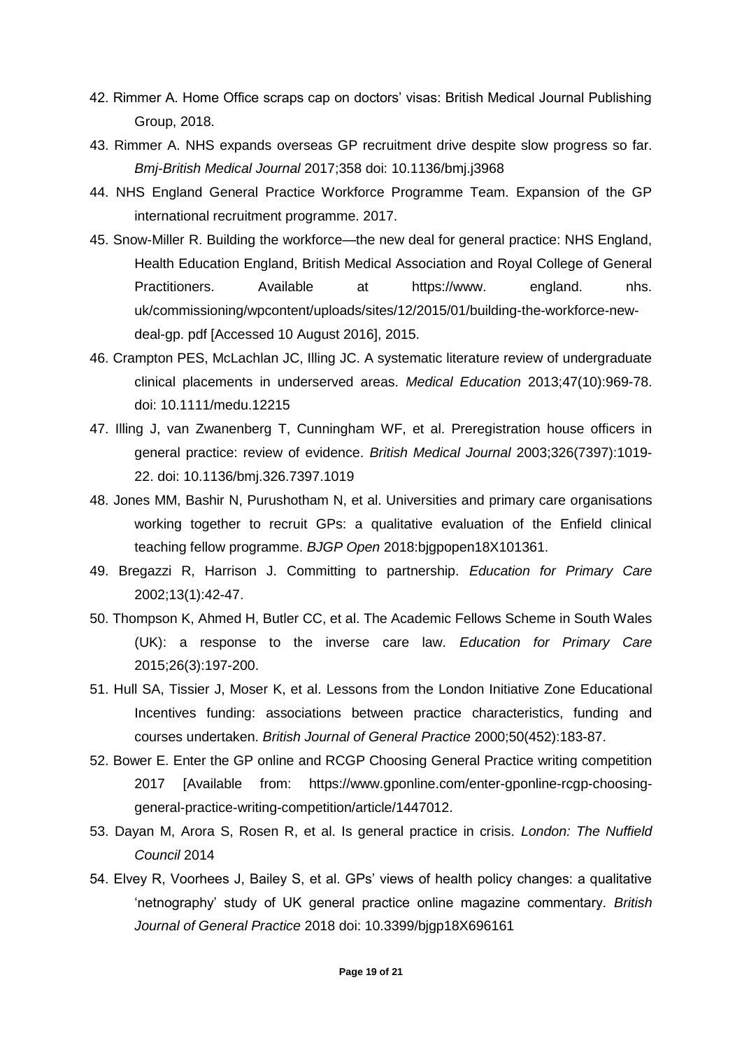42. Rimmer A. Home Office scraps cap on doctors' visas: British Medical Journal Publishing Group, 2018.

43. Rimmer A. NHS expands overseas GP recruitment drive despite slow progress so far. *Bmj-British Medical Journal* 2017;358 doi: 10.1136/bmj.j3968

44. NHS England General Practice Workforce Programme Team. Expansion of the GP international recruitment programme. 2017.

45. Snow-Miller R. Building the workforce—the new deal for general practice: NHS England, Health Education England, British Medical Association and Royal College of General Practitioners. Available at https://www. england. nhs. uk/commissioning/wpcontent/uploads/sites/12/2015/01/building-the-workforce-new-deal-gp. pdf [Accessed 10 August 2016], 2015.

46. Crampton PES, McLachlan JC, Illing JC. A systematic literature review of undergraduate clinical placements in underserved areas. *Medical Education* 2013;47(10):969-78. doi: 10.1111/medu.12215

47. Illing J, van Zwanenberg T, Cunningham WF, et al. Preregistration house officers in general practice: review of evidence. *British Medical Journal* 2003;326(7397):1019-22. doi: 10.1136/bmj.326.7397.1019

48. Jones MM, Bashir N, Purushotham N, et al. Universities and primary care organisations working together to recruit GPs: a qualitative evaluation of the Enfield clinical teaching fellow programme. *BJGP Open* 2018:bjgpopen18X101361.

49. Bregazzi R, Harrison J. Committing to partnership. *Education for Primary Care* 2002;13(1):42-47.

50. Thompson K, Ahmed H, Butler CC, et al. The Academic Fellows Scheme in South Wales (UK): a response to the inverse care law. *Education for Primary Care* 2015;26(3):197-200.

51. Hull SA, Tissier J, Moser K, et al. Lessons from the London Initiative Zone Educational Incentives funding: associations between practice characteristics, funding and courses undertaken. *British Journal of General Practice* 2000;50(452):183-87.

52. Bower E. Enter the GP online and RCGP Choosing General Practice writing competition 2017 [Available from: https://www.gponline.com/enter-gponline-rcgp-choosing-general-practice-writing-competition/article/1447012.

53. Dayan M, Arora S, Rosen R, et al. Is general practice in crisis. *London: The Nuffield Council* 2014

54. Elvey R, Voorhees J, Bailey S, et al. GPs' views of health policy changes: a qualitative 'netnography' study of UK general practice online magazine commentary. *British Journal of General Practice* 2018 doi: 10.3399/bjgp18X696161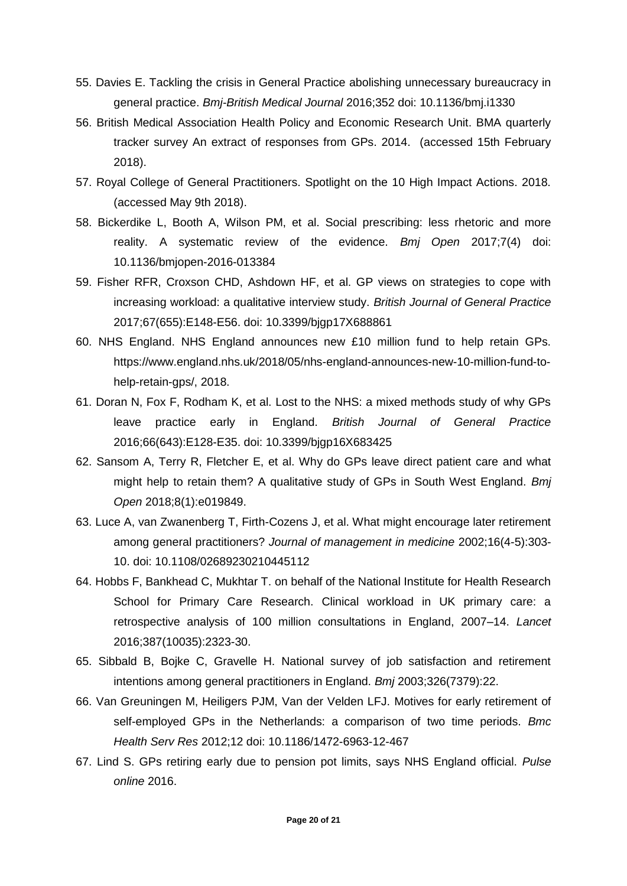55. Davies E. Tackling the crisis in General Practice abolishing unnecessary bureaucracy in general practice. *Bmj-British Medical Journal* 2016;352 doi: 10.1136/bmj.i1330
56. British Medical Association Health Policy and Economic Research Unit. BMA quarterly tracker survey An extract of responses from GPs. 2014. (accessed 15th February 2018).
57. Royal College of General Practitioners. Spotlight on the 10 High Impact Actions. 2018. (accessed May 9th 2018).
58. Bickerdike L, Booth A, Wilson PM, et al. Social prescribing: less rhetoric and more reality. A systematic review of the evidence. *Bmj Open* 2017;7(4) doi: 10.1136/bmjopen-2016-013384
59. Fisher RFR, Croxson CHD, Ashdown HF, et al. GP views on strategies to cope with increasing workload: a qualitative interview study. *British Journal of General Practice* 2017;67(655):E148-E56. doi: 10.3399/bjgp17X688861
60. NHS England. NHS England announces new £10 million fund to help retain GPs. https://www.england.nhs.uk/2018/05/nhs-england-announces-new-10-million-fund-to-help-retain-gps/, 2018.
61. Doran N, Fox F, Rodham K, et al. Lost to the NHS: a mixed methods study of why GPs leave practice early in England. *British Journal of General Practice* 2016;66(643):E128-E35. doi: 10.3399/bjgp16X683425
62. Sansom A, Terry R, Fletcher E, et al. Why do GPs leave direct patient care and what might help to retain them? A qualitative study of GPs in South West England. *Bmj Open* 2018;8(1):e019849.
63. Luce A, van Zwanenberg T, Firth-Cozens J, et al. What might encourage later retirement among general practitioners? *Journal of management in medicine* 2002;16(4-5):303-10. doi: 10.1108/02689230210445112
64. Hobbs F, Bankhead C, Mukhtar T. on behalf of the National Institute for Health Research School for Primary Care Research. Clinical workload in UK primary care: a retrospective analysis of 100 million consultations in England, 2007–14. *Lancet* 2016;387(10035):2323-30.
65. Sibbald B, Bojke C, Gravelle H. National survey of job satisfaction and retirement intentions among general practitioners in England. *Bmj* 2003;326(7379):22.
66. Van Greuningen M, Heiligers PJM, Van der Velden LFJ. Motives for early retirement of self-employed GPs in the Netherlands: a comparison of two time periods. *Bmc Health Serv Res* 2012;12 doi: 10.1186/1472-6963-12-467
67. Lind S. GPs retiring early due to pension pot limits, says NHS England official. *Pulse online* 2016.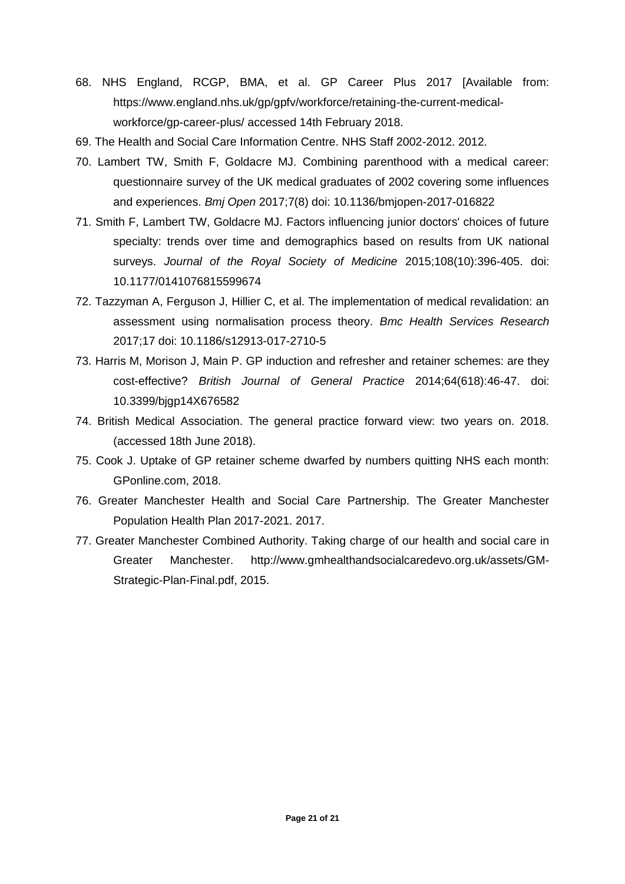68. NHS England, RCGP, BMA, et al. GP Career Plus 2017 [Available from: https://www.england.nhs.uk/gp/gpfv/workforce/retaining-the-current-medical-workforce/gp-career-plus/ accessed 14th February 2018.

69. The Health and Social Care Information Centre. NHS Staff 2002-2012. 2012.

70. Lambert TW, Smith F, Goldacre MJ. Combining parenthood with a medical career: questionnaire survey of the UK medical graduates of 2002 covering some influences and experiences. *Bmj Open* 2017;7(8) doi: 10.1136/bmjopen-2017-016822

71. Smith F, Lambert TW, Goldacre MJ. Factors influencing junior doctors' choices of future specialty: trends over time and demographics based on results from UK national surveys. *Journal of the Royal Society of Medicine* 2015;108(10):396-405. doi: 10.1177/0141076815599674

72. Tazzyman A, Ferguson J, Hillier C, et al. The implementation of medical revalidation: an assessment using normalisation process theory. *Bmc Health Services Research* 2017;17 doi: 10.1186/s12913-017-2710-5

73. Harris M, Morison J, Main P. GP induction and refresher and retainer schemes: are they cost-effective? *British Journal of General Practice* 2014;64(618):46-47. doi: 10.3399/bjgp14X676582

74. British Medical Association. The general practice forward view: two years on. 2018. (accessed 18th June 2018).

75. Cook J. Uptake of GP retainer scheme dwarfed by numbers quitting NHS each month: GPonline.com, 2018.

76. Greater Manchester Health and Social Care Partnership. The Greater Manchester Population Health Plan 2017-2021. 2017.

77. Greater Manchester Combined Authority. Taking charge of our health and social care in Greater Manchester. http://www.gmhealthandsocialcaredevo.org.uk/assets/GM-Strategic-Plan-Final.pdf, 2015.